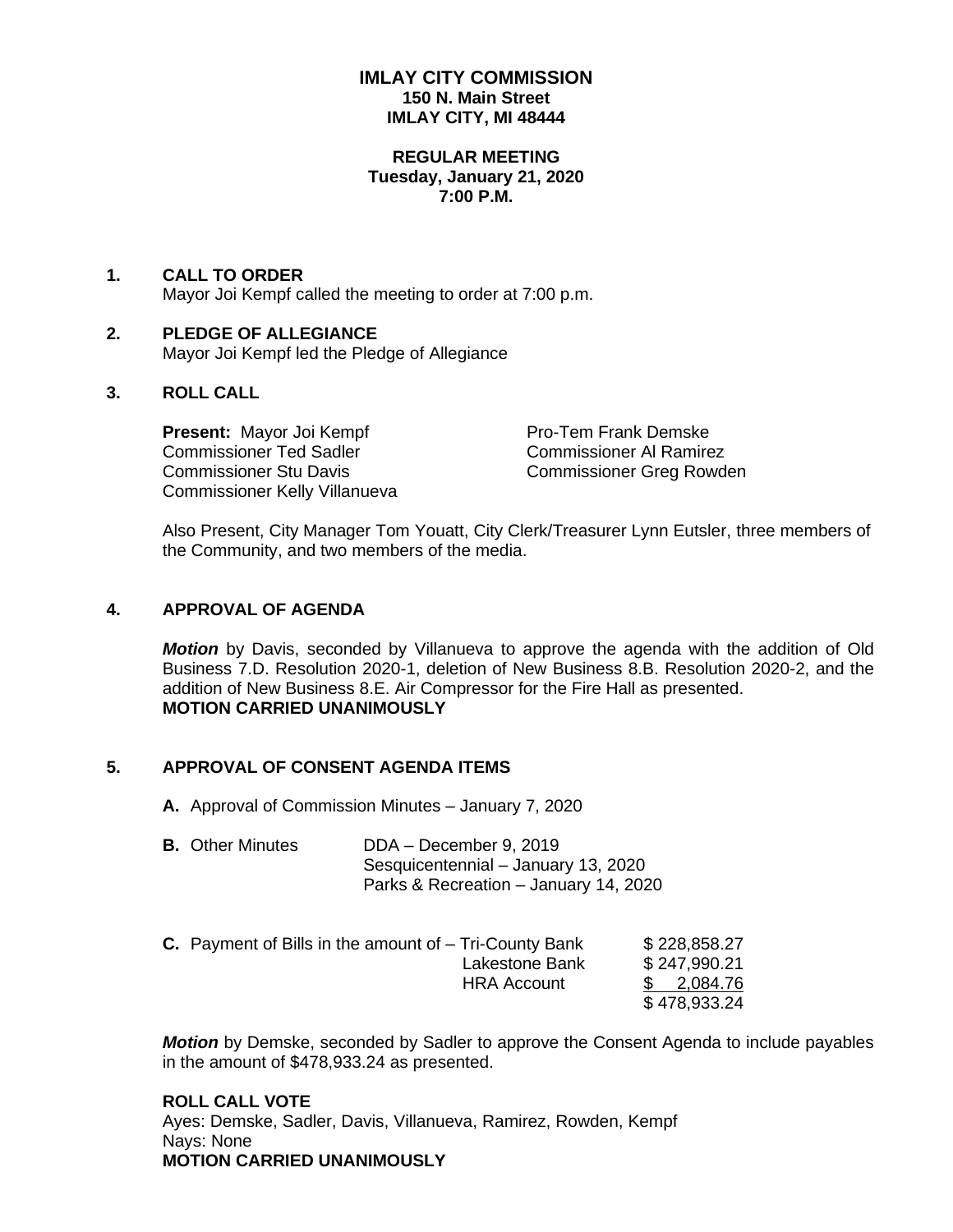# IMLAY CITY COMMISSION
**150 N. Main Street**
**IMLAY CITY, MI 48444**

**REGULAR MEETING**
**Tuesday, January 21, 2020**
**7:00 P.M.**

## 1. CALL TO ORDER

Mayor Joi Kempf called the meeting to order at 7:00 p.m.

## 2. PLEDGE OF ALLEGIANCE

Mayor Joi Kempf led the Pledge of Allegiance

## 3. ROLL CALL

**Present:** Mayor Joi Kempf
Pro-Tem Frank Demske
Commissioner Ted Sadler
Commissioner Al Ramirez
Commissioner Stu Davis
Commissioner Greg Rowden
Commissioner Kelly Villanueva

Also Present, City Manager Tom Youatt, City Clerk/Treasurer Lynn Eutsler, three members of the Community, and two members of the media.

## 4. APPROVAL OF AGENDA

***Motion*** by Davis, seconded by Villanueva to approve the agenda with the addition of Old Business 7.D. Resolution 2020-1, deletion of New Business 8.B. Resolution 2020-2, and the addition of New Business 8.E. Air Compressor for the Fire Hall as presented.
**MOTION CARRIED UNANIMOUSLY**

## 5. APPROVAL OF CONSENT AGENDA ITEMS

**A.** Approval of Commission Minutes – January 7, 2020

**B.** Other Minutes
DDA – December 9, 2019
Sesquicentennial – January 13, 2020
Parks & Recreation – January 14, 2020

**C.** Payment of Bills in the amount of –

| | |
|---|---|
| Tri-County Bank | $ 228,858.27 |
| Lakestone Bank | $ 247,990.21 |
| HRA Account | $ 2,084.76 |
| | $ 478,933.24 |

***Motion*** by Demske, seconded by Sadler to approve the Consent Agenda to include payables in the amount of $478,933.24 as presented.

**ROLL CALL VOTE**
Ayes: Demske, Sadler, Davis, Villanueva, Ramirez, Rowden, Kempf
Nays: None
**MOTION CARRIED UNANIMOUSLY**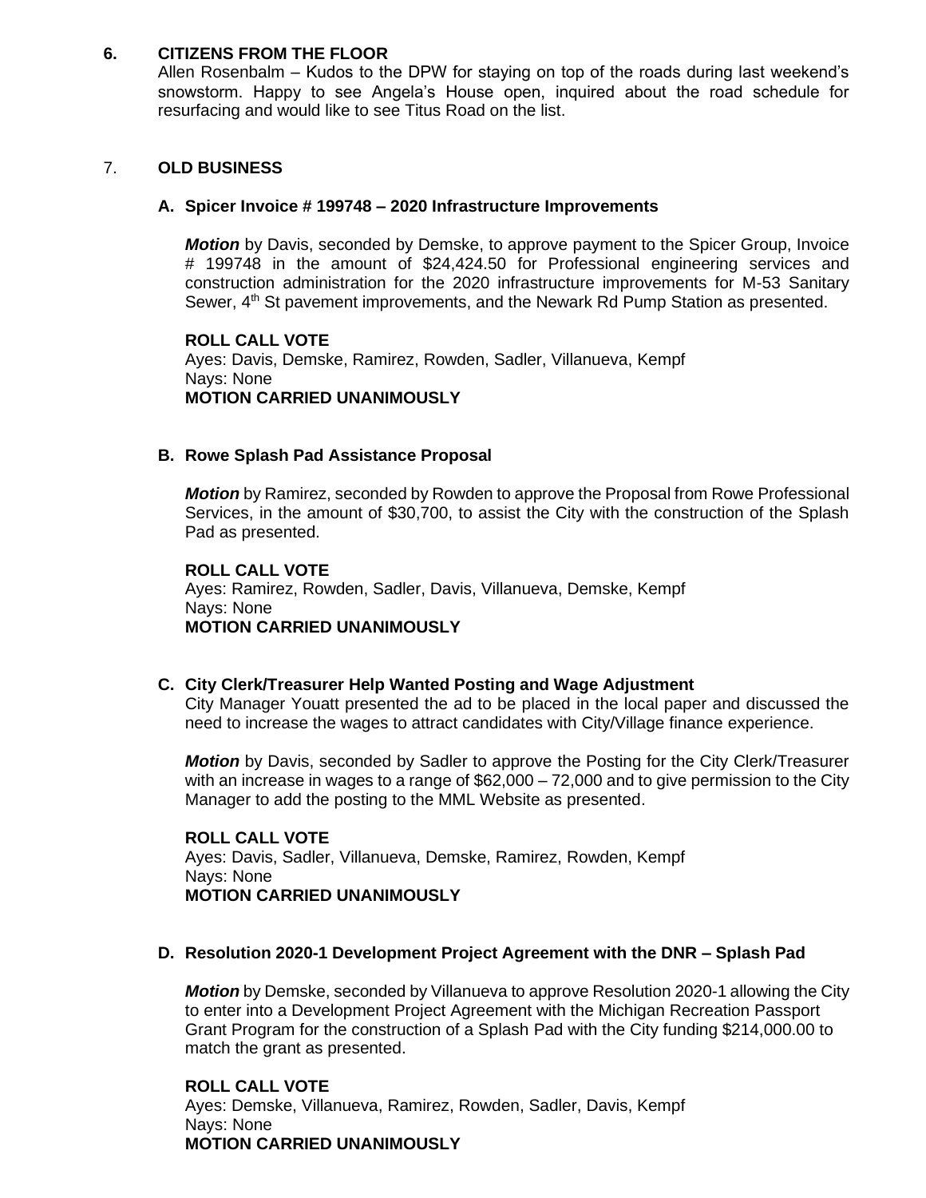## 6. CITIZENS FROM THE FLOOR

Allen Rosenbalm – Kudos to the DPW for staying on top of the roads during last weekend's snowstorm. Happy to see Angela's House open, inquired about the road schedule for resurfacing and would like to see Titus Road on the list.

## 7. OLD BUSINESS

### A. Spicer Invoice # 199748 – 2020 Infrastructure Improvements

***Motion*** by Davis, seconded by Demske, to approve payment to the Spicer Group, Invoice # 199748 in the amount of $24,424.50 for Professional engineering services and construction administration for the 2020 infrastructure improvements for M-53 Sanitary Sewer, 4th St pavement improvements, and the Newark Rd Pump Station as presented.

**ROLL CALL VOTE**
Ayes: Davis, Demske, Ramirez, Rowden, Sadler, Villanueva, Kempf
Nays: None
**MOTION CARRIED UNANIMOUSLY**

### B. Rowe Splash Pad Assistance Proposal

***Motion*** by Ramirez, seconded by Rowden to approve the Proposal from Rowe Professional Services, in the amount of $30,700, to assist the City with the construction of the Splash Pad as presented.

**ROLL CALL VOTE**
Ayes: Ramirez, Rowden, Sadler, Davis, Villanueva, Demske, Kempf
Nays: None
**MOTION CARRIED UNANIMOUSLY**

### C. City Clerk/Treasurer Help Wanted Posting and Wage Adjustment

City Manager Youatt presented the ad to be placed in the local paper and discussed the need to increase the wages to attract candidates with City/Village finance experience.

***Motion*** by Davis, seconded by Sadler to approve the Posting for the City Clerk/Treasurer with an increase in wages to a range of $62,000 – 72,000 and to give permission to the City Manager to add the posting to the MML Website as presented.

**ROLL CALL VOTE**
Ayes: Davis, Sadler, Villanueva, Demske, Ramirez, Rowden, Kempf
Nays: None
**MOTION CARRIED UNANIMOUSLY**

### D. Resolution 2020-1 Development Project Agreement with the DNR – Splash Pad

***Motion*** by Demske, seconded by Villanueva to approve Resolution 2020-1 allowing the City to enter into a Development Project Agreement with the Michigan Recreation Passport Grant Program for the construction of a Splash Pad with the City funding $214,000.00 to match the grant as presented.

**ROLL CALL VOTE**
Ayes: Demske, Villanueva, Ramirez, Rowden, Sadler, Davis, Kempf
Nays: None
**MOTION CARRIED UNANIMOUSLY**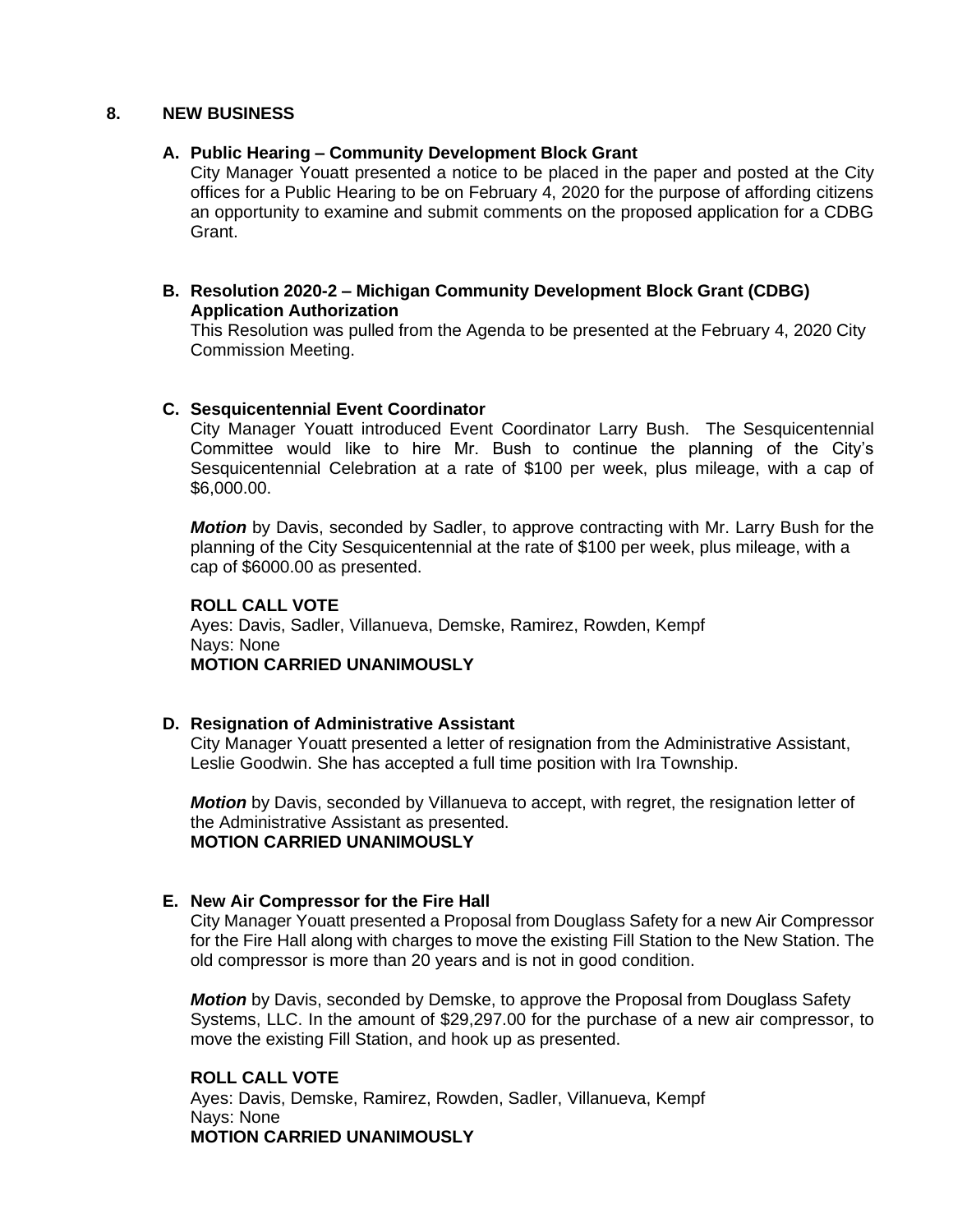## 8. NEW BUSINESS

### A. Public Hearing – Community Development Block Grant

City Manager Youatt presented a notice to be placed in the paper and posted at the City offices for a Public Hearing to be on February 4, 2020 for the purpose of affording citizens an opportunity to examine and submit comments on the proposed application for a CDBG Grant.

### B. Resolution 2020-2 – Michigan Community Development Block Grant (CDBG) Application Authorization

This Resolution was pulled from the Agenda to be presented at the February 4, 2020 City Commission Meeting.

### C. Sesquicentennial Event Coordinator

City Manager Youatt introduced Event Coordinator Larry Bush. The Sesquicentennial Committee would like to hire Mr. Bush to continue the planning of the City's Sesquicentennial Celebration at a rate of $100 per week, plus mileage, with a cap of $6,000.00.

***Motion*** by Davis, seconded by Sadler, to approve contracting with Mr. Larry Bush for the planning of the City Sesquicentennial at the rate of $100 per week, plus mileage, with a cap of $6000.00 as presented.

**ROLL CALL VOTE**
Ayes: Davis, Sadler, Villanueva, Demske, Ramirez, Rowden, Kempf
Nays: None
**MOTION CARRIED UNANIMOUSLY**

### D. Resignation of Administrative Assistant

City Manager Youatt presented a letter of resignation from the Administrative Assistant, Leslie Goodwin. She has accepted a full time position with Ira Township.

***Motion*** by Davis, seconded by Villanueva to accept, with regret, the resignation letter of the Administrative Assistant as presented.
**MOTION CARRIED UNANIMOUSLY**

### E. New Air Compressor for the Fire Hall

City Manager Youatt presented a Proposal from Douglass Safety for a new Air Compressor for the Fire Hall along with charges to move the existing Fill Station to the New Station. The old compressor is more than 20 years and is not in good condition.

***Motion*** by Davis, seconded by Demske, to approve the Proposal from Douglass Safety Systems, LLC. In the amount of $29,297.00 for the purchase of a new air compressor, to move the existing Fill Station, and hook up as presented.

**ROLL CALL VOTE**
Ayes: Davis, Demske, Ramirez, Rowden, Sadler, Villanueva, Kempf
Nays: None
**MOTION CARRIED UNANIMOUSLY**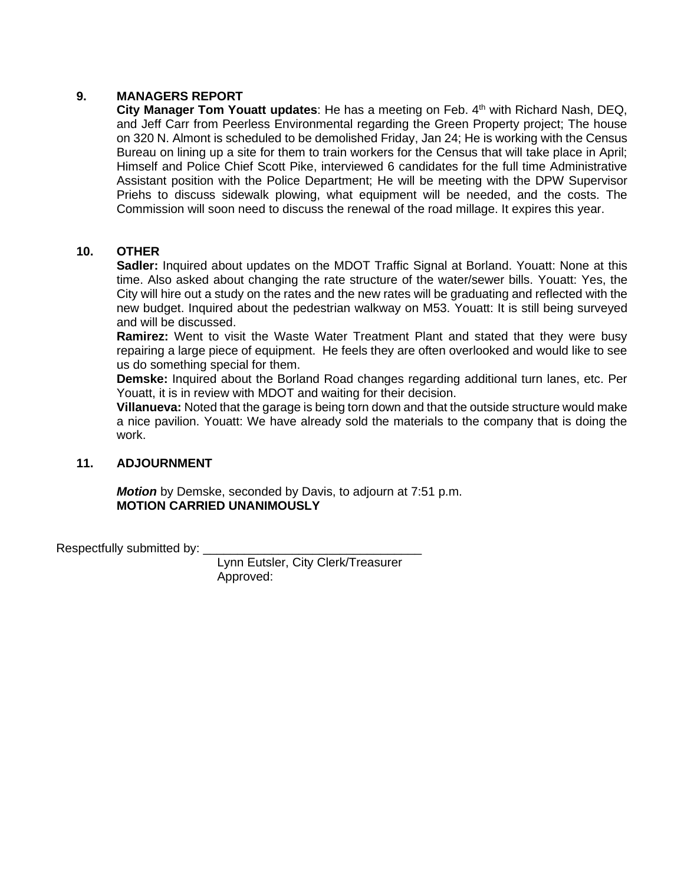## 9. MANAGERS REPORT

**City Manager Tom Youatt updates**: He has a meeting on Feb. 4th with Richard Nash, DEQ, and Jeff Carr from Peerless Environmental regarding the Green Property project; The house on 320 N. Almont is scheduled to be demolished Friday, Jan 24; He is working with the Census Bureau on lining up a site for them to train workers for the Census that will take place in April; Himself and Police Chief Scott Pike, interviewed 6 candidates for the full time Administrative Assistant position with the Police Department; He will be meeting with the DPW Supervisor Priehs to discuss sidewalk plowing, what equipment will be needed, and the costs. The Commission will soon need to discuss the renewal of the road millage. It expires this year.

## 10. OTHER

**Sadler:** Inquired about updates on the MDOT Traffic Signal at Borland. Youatt: None at this time. Also asked about changing the rate structure of the water/sewer bills. Youatt: Yes, the City will hire out a study on the rates and the new rates will be graduating and reflected with the new budget. Inquired about the pedestrian walkway on M53. Youatt: It is still being surveyed and will be discussed.

**Ramirez:** Went to visit the Waste Water Treatment Plant and stated that they were busy repairing a large piece of equipment. He feels they are often overlooked and would like to see us do something special for them.

**Demske:** Inquired about the Borland Road changes regarding additional turn lanes, etc. Per Youatt, it is in review with MDOT and waiting for their decision.

**Villanueva:** Noted that the garage is being torn down and that the outside structure would make a nice pavilion. Youatt: We have already sold the materials to the company that is doing the work.

## 11. ADJOURNMENT

***Motion*** by Demske, seconded by Davis, to adjourn at 7:51 p.m.
**MOTION CARRIED UNANIMOUSLY**

Respectfully submitted by: ________________________________
Lynn Eutsler, City Clerk/Treasurer
Approved: